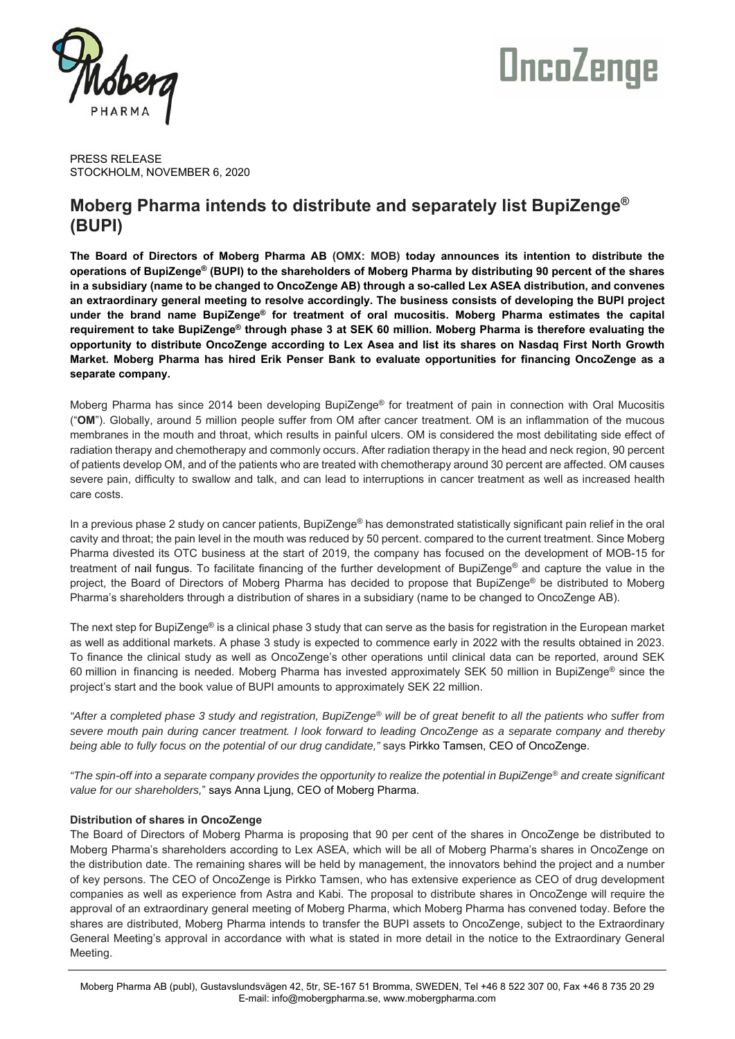PRESS RELEASE
STOCKHOLM, NOVEMBER 6, 2020

# Moberg Pharma intends to distribute and separately list BupiZenge® (BUPI)

**The Board of Directors of Moberg Pharma AB (OMX: MOB) today announces its intention to distribute the operations of BupiZenge® (BUPI) to the shareholders of Moberg Pharma by distributing 90 percent of the shares in a subsidiary (name to be changed to OncoZenge AB) through a so-called Lex ASEA distribution, and convenes an extraordinary general meeting to resolve accordingly. The business consists of developing the BUPI project under the brand name BupiZenge® for treatment of oral mucositis. Moberg Pharma estimates the capital requirement to take BupiZenge® through phase 3 at SEK 60 million. Moberg Pharma is therefore evaluating the opportunity to distribute OncoZenge according to Lex Asea and list its shares on Nasdaq First North Growth Market. Moberg Pharma has hired Erik Penser Bank to evaluate opportunities for financing OncoZenge as a separate company.**

Moberg Pharma has since 2014 been developing BupiZenge® for treatment of pain in connection with Oral Mucositis ("**OM**"). Globally, around 5 million people suffer from OM after cancer treatment. OM is an inflammation of the mucous membranes in the mouth and throat, which results in painful ulcers. OM is considered the most debilitating side effect of radiation therapy and chemotherapy and commonly occurs. After radiation therapy in the head and neck region, 90 percent of patients develop OM, and of the patients who are treated with chemotherapy around 30 percent are affected. OM causes severe pain, difficulty to swallow and talk, and can lead to interruptions in cancer treatment as well as increased health care costs.

In a previous phase 2 study on cancer patients, BupiZenge® has demonstrated statistically significant pain relief in the oral cavity and throat; the pain level in the mouth was reduced by 50 percent. compared to the current treatment. Since Moberg Pharma divested its OTC business at the start of 2019, the company has focused on the development of MOB-15 for treatment of nail fungus. To facilitate financing of the further development of BupiZenge® and capture the value in the project, the Board of Directors of Moberg Pharma has decided to propose that BupiZenge® be distributed to Moberg Pharma's shareholders through a distribution of shares in a subsidiary (name to be changed to OncoZenge AB).

The next step for BupiZenge® is a clinical phase 3 study that can serve as the basis for registration in the European market as well as additional markets. A phase 3 study is expected to commence early in 2022 with the results obtained in 2023. To finance the clinical study as well as OncoZenge's other operations until clinical data can be reported, around SEK 60 million in financing is needed. Moberg Pharma has invested approximately SEK 50 million in BupiZenge® since the project's start and the book value of BUPI amounts to approximately SEK 22 million.

*"After a completed phase 3 study and registration, BupiZenge® will be of great benefit to all the patients who suffer from severe mouth pain during cancer treatment. I look forward to leading OncoZenge as a separate company and thereby being able to fully focus on the potential of our drug candidate,"* says Pirkko Tamsen, CEO of OncoZenge.

*"The spin-off into a separate company provides the opportunity to realize the potential in BupiZenge® and create significant value for our shareholders,"* says Anna Ljung, CEO of Moberg Pharma.

**Distribution of shares in OncoZenge**

The Board of Directors of Moberg Pharma is proposing that 90 per cent of the shares in OncoZenge be distributed to Moberg Pharma's shareholders according to Lex ASEA, which will be all of Moberg Pharma's shares in OncoZenge on the distribution date. The remaining shares will be held by management, the innovators behind the project and a number of key persons. The CEO of OncoZenge is Pirkko Tamsen, who has extensive experience as CEO of drug development companies as well as experience from Astra and Kabi. The proposal to distribute shares in OncoZenge will require the approval of an extraordinary general meeting of Moberg Pharma, which Moberg Pharma has convened today. Before the shares are distributed, Moberg Pharma intends to transfer the BUPI assets to OncoZenge, subject to the Extraordinary General Meeting's approval in accordance with what is stated in more detail in the notice to the Extraordinary General Meeting.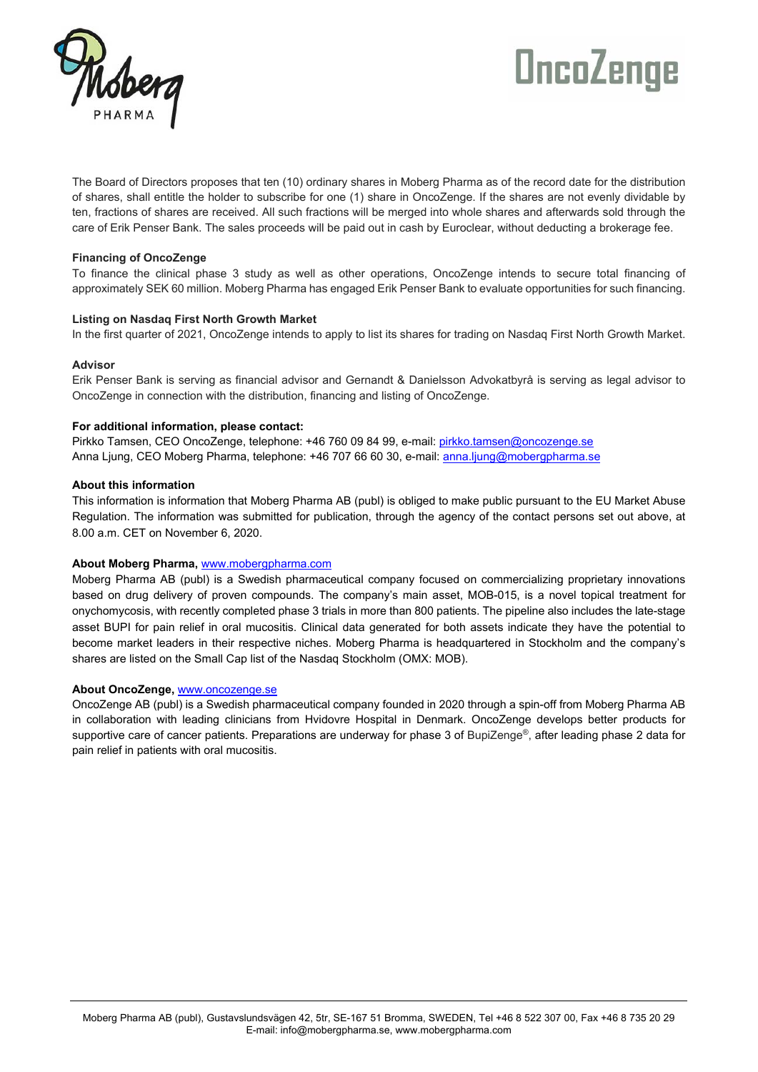The Board of Directors proposes that ten (10) ordinary shares in Moberg Pharma as of the record date for the distribution of shares, shall entitle the holder to subscribe for one (1) share in OncoZenge. If the shares are not evenly dividable by ten, fractions of shares are received. All such fractions will be merged into whole shares and afterwards sold through the care of Erik Penser Bank. The sales proceeds will be paid out in cash by Euroclear, without deducting a brokerage fee.

**Financing of OncoZenge**

To finance the clinical phase 3 study as well as other operations, OncoZenge intends to secure total financing of approximately SEK 60 million. Moberg Pharma has engaged Erik Penser Bank to evaluate opportunities for such financing.

**Listing on Nasdaq First North Growth Market**

In the first quarter of 2021, OncoZenge intends to apply to list its shares for trading on Nasdaq First North Growth Market.

**Advisor**

Erik Penser Bank is serving as financial advisor and Gernandt & Danielsson Advokatbyrå is serving as legal advisor to OncoZenge in connection with the distribution, financing and listing of OncoZenge.

**For additional information, please contact:**

Pirkko Tamsen, CEO OncoZenge, telephone: +46 760 09 84 99, e-mail: pirkko.tamsen@oncozenge.se
Anna Ljung, CEO Moberg Pharma, telephone: +46 707 66 60 30, e-mail: anna.ljung@mobergpharma.se

**About this information**

This information is information that Moberg Pharma AB (publ) is obliged to make public pursuant to the EU Market Abuse Regulation. The information was submitted for publication, through the agency of the contact persons set out above, at 8.00 a.m. CET on November 6, 2020.

**About Moberg Pharma,** www.mobergpharma.com

Moberg Pharma AB (publ) is a Swedish pharmaceutical company focused on commercializing proprietary innovations based on drug delivery of proven compounds. The company's main asset, MOB-015, is a novel topical treatment for onychomycosis, with recently completed phase 3 trials in more than 800 patients. The pipeline also includes the late-stage asset BUPI for pain relief in oral mucositis. Clinical data generated for both assets indicate they have the potential to become market leaders in their respective niches. Moberg Pharma is headquartered in Stockholm and the company's shares are listed on the Small Cap list of the Nasdaq Stockholm (OMX: MOB).

**About OncoZenge,** www.oncozenge.se

OncoZenge AB (publ) is a Swedish pharmaceutical company founded in 2020 through a spin-off from Moberg Pharma AB in collaboration with leading clinicians from Hvidovre Hospital in Denmark. OncoZenge develops better products for supportive care of cancer patients. Preparations are underway for phase 3 of BupiZenge®, after leading phase 2 data for pain relief in patients with oral mucositis.